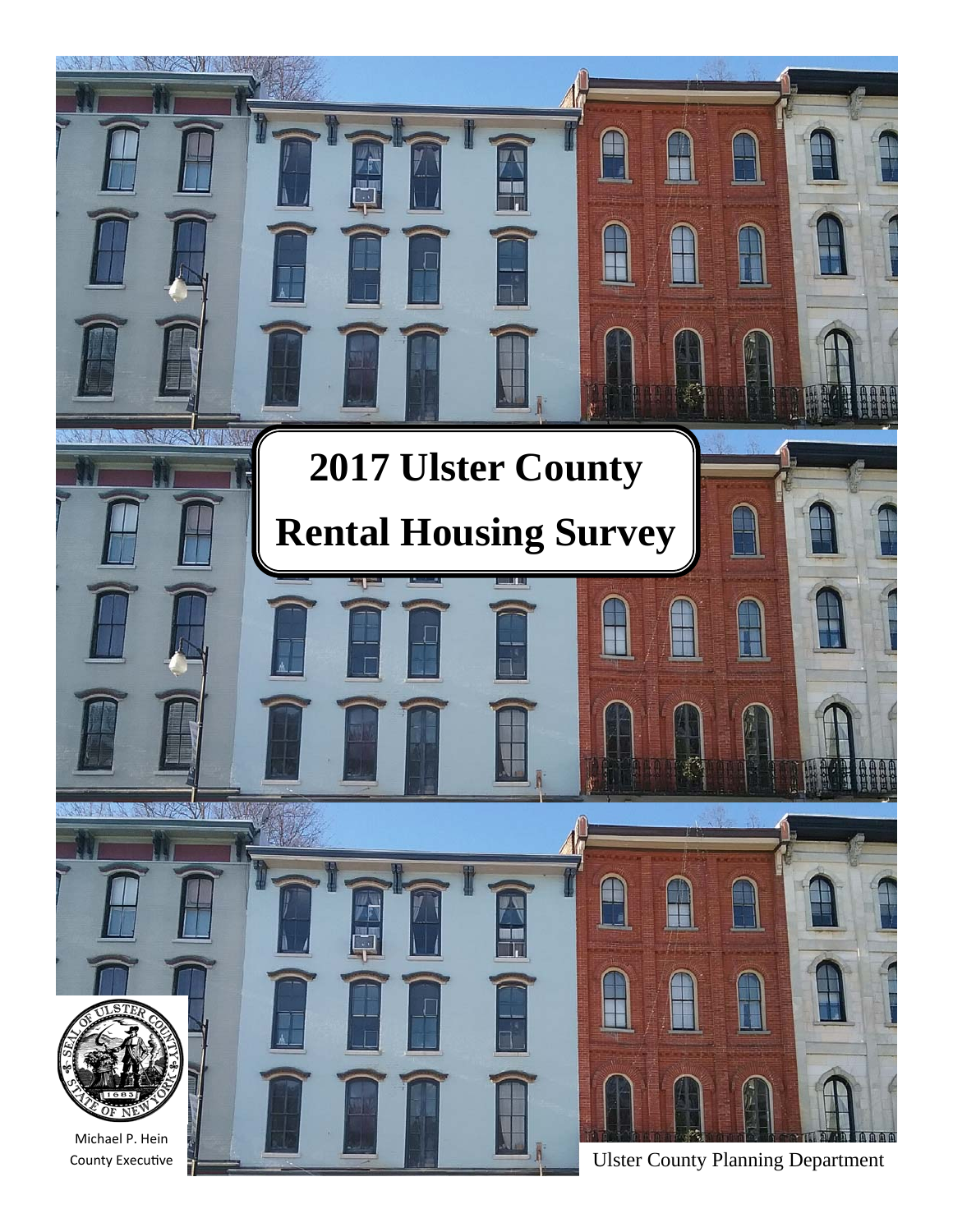# 2017 Ulster County Rental Housing Survey

Michael P. Hein
County Executive

Ulster County Planning Department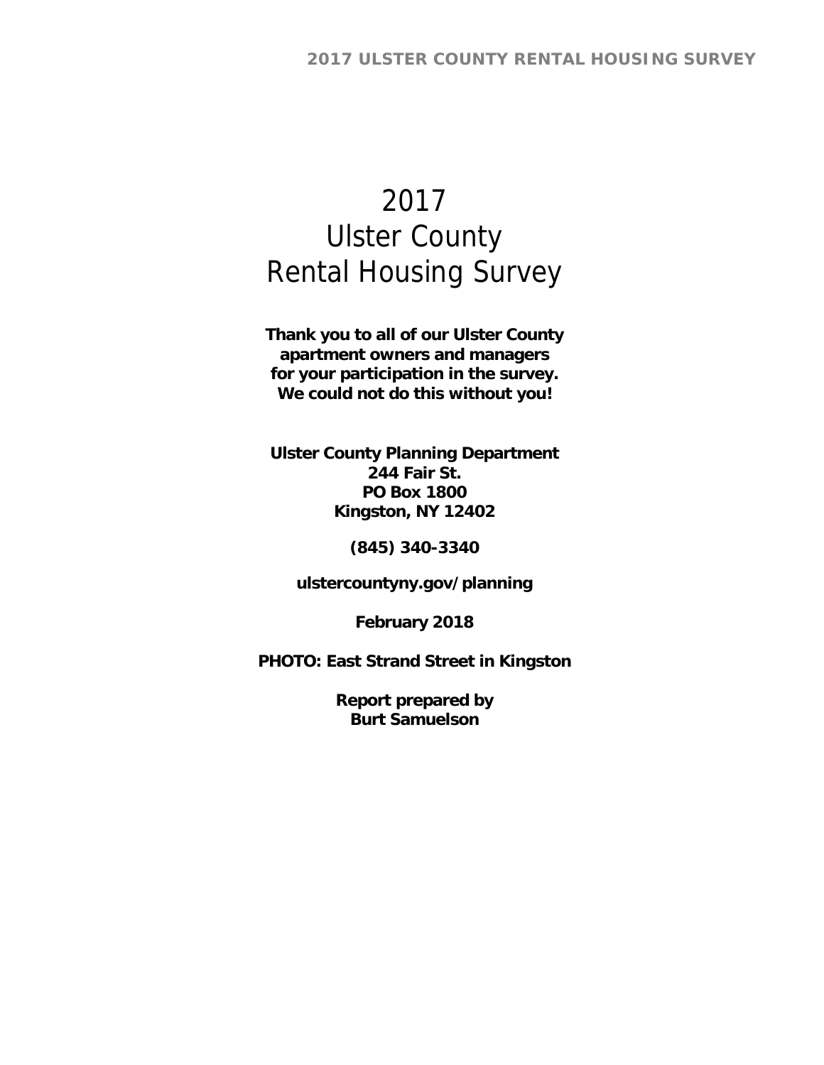# 2017
# Ulster County
# Rental Housing Survey

**Thank you to all of our Ulster County apartment owners and managers for your participation in the survey. We could not do this without you!**

**Ulster County Planning Department**
**244 Fair St.**
**PO Box 1800**
**Kingston, NY 12402**

**(845) 340-3340**

**ulstercountyny.gov/planning**

**February 2018**

**PHOTO: East Strand Street in Kingston**

**Report prepared by**
**Burt Samuelson**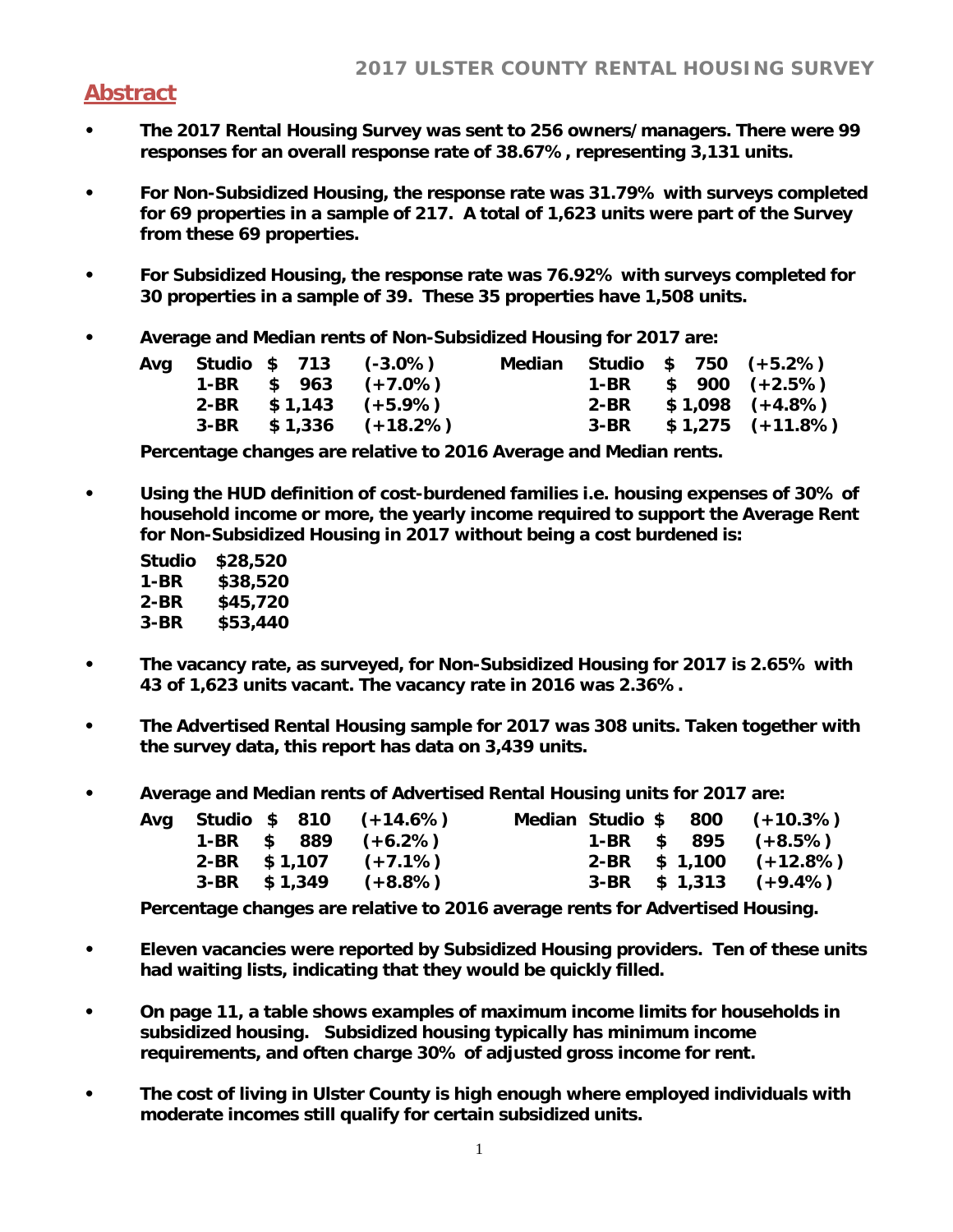## Abstract

- **The 2017 Rental Housing Survey was sent to 256 owners/managers. There were 99 responses for an overall response rate of 38.67%, representing 3,131 units.**

- **For Non-Subsidized Housing, the response rate was 31.79% with surveys completed for 69 properties in a sample of 217. A total of 1,623 units were part of the Survey from these 69 properties.**

- **For Subsidized Housing, the response rate was 76.92% with surveys completed for 30 properties in a sample of 39. These 35 properties have 1,508 units.**

- **Average and Median rents of Non-Subsidized Housing for 2017 are:**

| | | | | | | | |
|---|---|---|---|---|---|---|---|
| **Avg** | **Studio** | **$ 713** | **(-3.0%)** | **Median** | **Studio** | **$ 750** | **(+5.2%)** |
| | **1-BR** | **$ 963** | **(+7.0%)** | | **1-BR** | **$ 900** | **(+2.5%)** |
| | **2-BR** | **$1,143** | **(+5.9%)** | | **2-BR** | **$1,098** | **(+4.8%)** |
| | **3-BR** | **$1,336** | **(+18.2%)** | | **3-BR** | **$1,275** | **(+11.8%)** |

**Percentage changes are relative to 2016 Average and Median rents.**

- **Using the HUD definition of cost-burdened families i.e. housing expenses of 30% of household income or more, the yearly income required to support the Average Rent for Non-Subsidized Housing in 2017 without being a cost burdened is:**

| | |
|---|---|
| **Studio** | **$28,520** |
| **1-BR** | **$38,520** |
| **2-BR** | **$45,720** |
| **3-BR** | **$53,440** |

- **The vacancy rate, as surveyed, for Non-Subsidized Housing for 2017 is 2.65% with 43 of 1,623 units vacant. The vacancy rate in 2016 was 2.36%.**

- **The Advertised Rental Housing sample for 2017 was 308 units. Taken together with the survey data, this report has data on 3,439 units.**

- **Average and Median rents of Advertised Rental Housing units for 2017 are:**

| | | | | | | | |
|---|---|---|---|---|---|---|---|
| **Avg** | **Studio** | **$ 810** | **(+14.6%)** | **Median** | **Studio** | **$ 800** | **(+10.3%)** |
| | **1-BR** | **$ 889** | **(+6.2%)** | | **1-BR** | **$ 895** | **(+8.5%)** |
| | **2-BR** | **$1,107** | **(+7.1%)** | | **2-BR** | **$ 1,100** | **(+12.8%)** |
| | **3-BR** | **$1,349** | **(+8.8%)** | | **3-BR** | **$ 1,313** | **(+9.4%)** |

**Percentage changes are relative to 2016 average rents for Advertised Housing.**

- **Eleven vacancies were reported by Subsidized Housing providers. Ten of these units had waiting lists, indicating that they would be quickly filled.**

- **On page 11, a table shows examples of maximum income limits for households in subsidized housing. Subsidized housing typically has minimum income requirements, and often charge 30% of adjusted gross income for rent.**

- **The cost of living in Ulster County is high enough where employed individuals with moderate incomes still qualify for certain subsidized units.**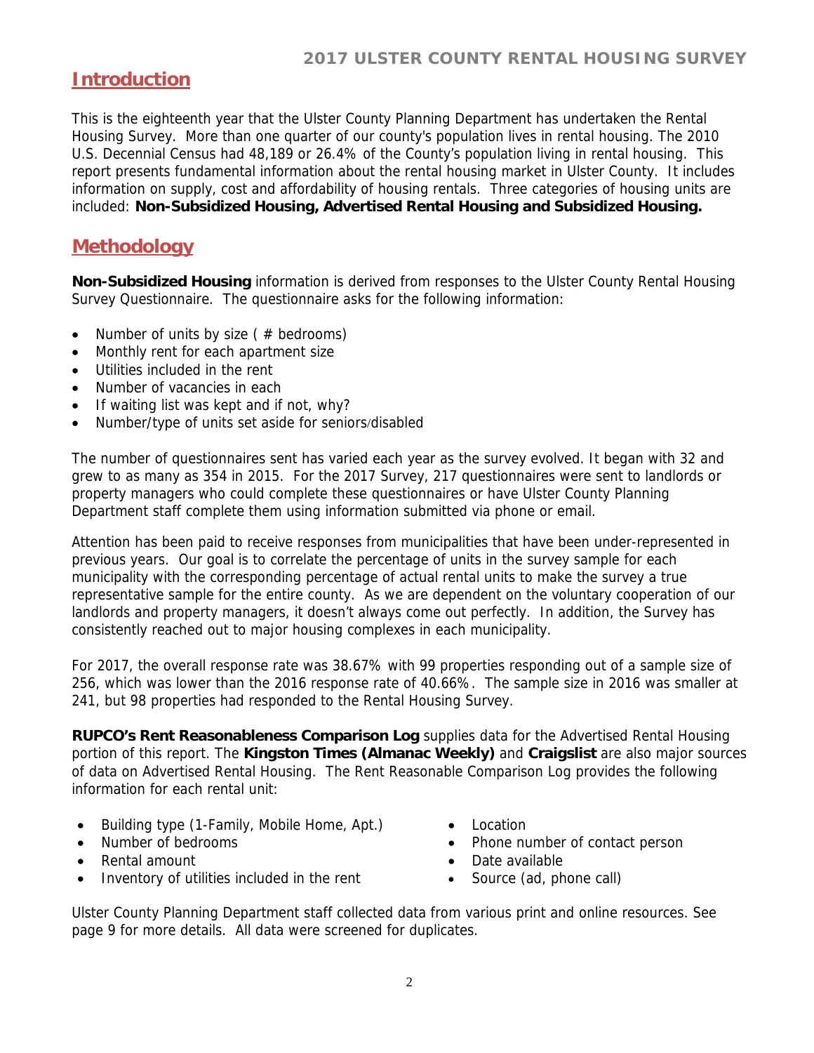## Introduction

This is the eighteenth year that the Ulster County Planning Department has undertaken the Rental Housing Survey. More than one quarter of our county's population lives in rental housing. The 2010 U.S. Decennial Census had 48,189 or 26.4% of the County's population living in rental housing. This report presents fundamental information about the rental housing market in Ulster County. It includes information on supply, cost and affordability of housing rentals. Three categories of housing units are included: **Non-Subsidized Housing, Advertised Rental Housing and Subsidized Housing.**

## Methodology

**Non-Subsidized Housing** information is derived from responses to the Ulster County Rental Housing Survey Questionnaire. The questionnaire asks for the following information:

- Number of units by size ( # bedrooms)
- Monthly rent for each apartment size
- Utilities included in the rent
- Number of vacancies in each
- If waiting list was kept and if not, why?
- Number/type of units set aside for seniors/disabled

The number of questionnaires sent has varied each year as the survey evolved. It began with 32 and grew to as many as 354 in 2015. For the 2017 Survey, 217 questionnaires were sent to landlords or property managers who could complete these questionnaires or have Ulster County Planning Department staff complete them using information submitted via phone or email.

Attention has been paid to receive responses from municipalities that have been under-represented in previous years. Our goal is to correlate the percentage of units in the survey sample for each municipality with the corresponding percentage of actual rental units to make the survey a true representative sample for the entire county. As we are dependent on the voluntary cooperation of our landlords and property managers, it doesn't always come out perfectly. In addition, the Survey has consistently reached out to major housing complexes in each municipality.

For 2017, the overall response rate was 38.67% with 99 properties responding out of a sample size of 256, which was lower than the 2016 response rate of 40.66%. The sample size in 2016 was smaller at 241, but 98 properties had responded to the Rental Housing Survey.

**RUPCO's Rent Reasonableness Comparison Log** supplies data for the Advertised Rental Housing portion of this report. The **Kingston Times (Almanac Weekly)** and **Craigslist** are also major sources of data on Advertised Rental Housing. The Rent Reasonable Comparison Log provides the following information for each rental unit:

- Building type (1-Family, Mobile Home, Apt.)
- Number of bedrooms
- Rental amount
- Inventory of utilities included in the rent
- Location
- Phone number of contact person
- Date available
- Source (ad, phone call)

Ulster County Planning Department staff collected data from various print and online resources. See page 9 for more details. All data were screened for duplicates.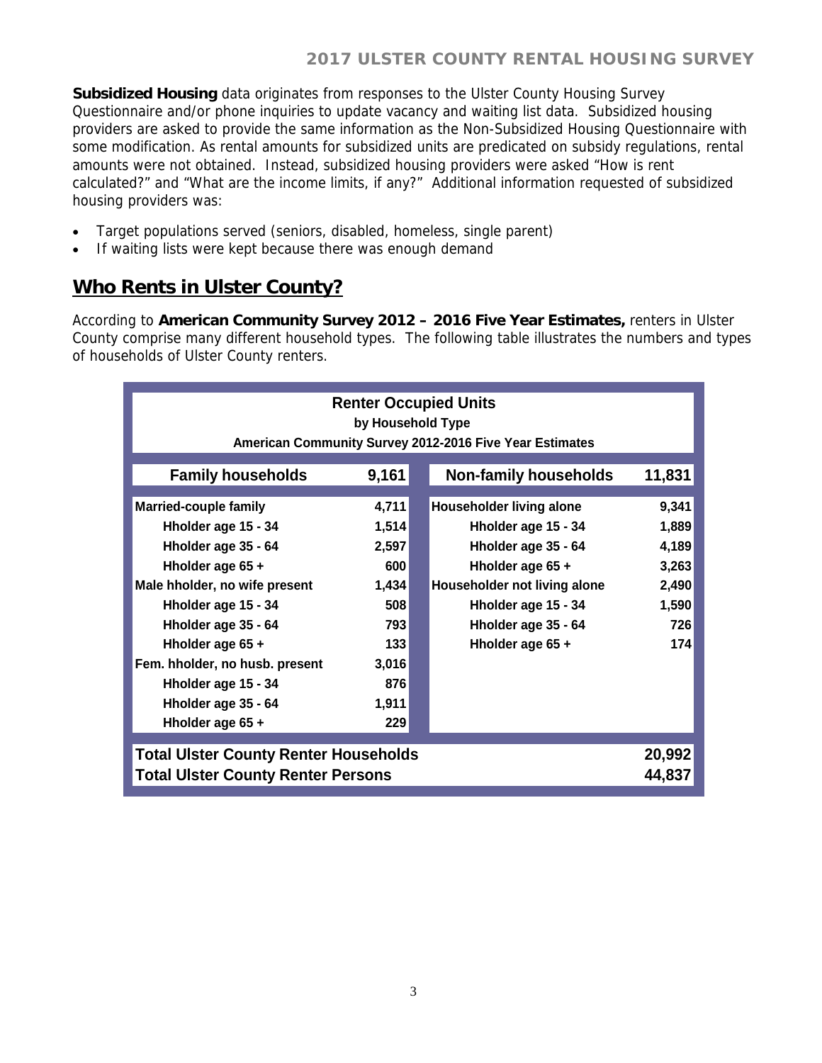**Subsidized Housing** data originates from responses to the Ulster County Housing Survey Questionnaire and/or phone inquiries to update vacancy and waiting list data. Subsidized housing providers are asked to provide the same information as the Non-Subsidized Housing Questionnaire with some modification. As rental amounts for subsidized units are predicated on subsidy regulations, rental amounts were not obtained. Instead, subsidized housing providers were asked "How is rent calculated?" and "What are the income limits, if any?" Additional information requested of subsidized housing providers was:

- Target populations served (seniors, disabled, homeless, single parent)
- If waiting lists were kept because there was enough demand

## Who Rents in Ulster County?

According to **American Community Survey 2012 – 2016 Five Year Estimates,** renters in Ulster County comprise many different household types. The following table illustrates the numbers and types of households of Ulster County renters.

**Renter Occupied Units**
**by Household Type**
**American Community Survey 2012-2016 Five Year Estimates**

| Family households | 9,161 | Non-family households | 11,831 |
|---|---|---|---|
| **Married-couple family** | **4,711** | **Householder living alone** | **9,341** |
| Hholder age 15 - 34 | 1,514 | Hholder age 15 - 34 | 1,889 |
| Hholder age 35 - 64 | 2,597 | Hholder age 35 - 64 | 4,189 |
| Hholder age 65 + | 600 | Hholder age 65 + | 3,263 |
| **Male hholder, no wife present** | **1,434** | **Householder not living alone** | **2,490** |
| Hholder age 15 - 34 | 508 | Hholder age 15 - 34 | 1,590 |
| Hholder age 35 - 64 | 793 | Hholder age 35 - 64 | 726 |
| Hholder age 65 + | 133 | Hholder age 65 + | 174 |
| **Fem. hholder, no husb. present** | **3,016** | | |
| Hholder age 15 - 34 | 876 | | |
| Hholder age 35 - 64 | 1,911 | | |
| Hholder age 65 + | 229 | | |
| **Total Ulster County Renter Households** | | | **20,992** |
| **Total Ulster County Renter Persons** | | | **44,837** |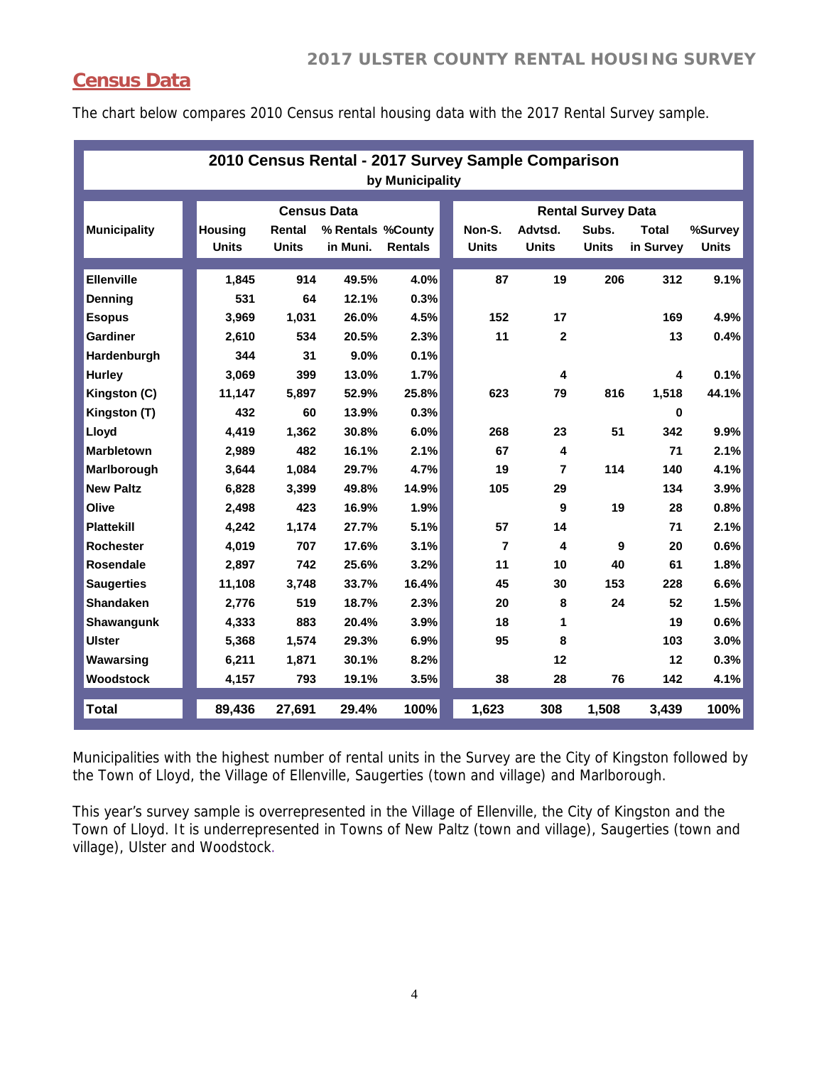## Census Data

The chart below compares 2010 Census rental housing data with the 2017 Rental Survey sample.

**2010 Census Rental - 2017 Survey Sample Comparison**
**by Municipality**

| Municipality | Census Data | | | | Rental Survey Data | | | | |
|---|---|---|---|---|---|---|---|---|---|
| | Housing Units | Rental Units | % Rentals in Muni. | %County Rentals | Non-S. Units | Advtsd. Units | Subs. Units | Total in Survey | %Survey Units |
| Ellenville | 1,845 | 914 | 49.5% | 4.0% | 87 | 19 | 206 | 312 | 9.1% |
| Denning | 531 | 64 | 12.1% | 0.3% | | | | | |
| Esopus | 3,969 | 1,031 | 26.0% | 4.5% | 152 | 17 | | 169 | 4.9% |
| Gardiner | 2,610 | 534 | 20.5% | 2.3% | 11 | 2 | | 13 | 0.4% |
| Hardenburgh | 344 | 31 | 9.0% | 0.1% | | | | | |
| Hurley | 3,069 | 399 | 13.0% | 1.7% | | 4 | | 4 | 0.1% |
| Kingston (C) | 11,147 | 5,897 | 52.9% | 25.8% | 623 | 79 | 816 | 1,518 | 44.1% |
| Kingston (T) | 432 | 60 | 13.9% | 0.3% | | | | 0 | |
| Lloyd | 4,419 | 1,362 | 30.8% | 6.0% | 268 | 23 | 51 | 342 | 9.9% |
| Marbletown | 2,989 | 482 | 16.1% | 2.1% | 67 | 4 | | 71 | 2.1% |
| Marlborough | 3,644 | 1,084 | 29.7% | 4.7% | 19 | 7 | 114 | 140 | 4.1% |
| New Paltz | 6,828 | 3,399 | 49.8% | 14.9% | 105 | 29 | | 134 | 3.9% |
| Olive | 2,498 | 423 | 16.9% | 1.9% | | 9 | 19 | 28 | 0.8% |
| Plattekill | 4,242 | 1,174 | 27.7% | 5.1% | 57 | 14 | | 71 | 2.1% |
| Rochester | 4,019 | 707 | 17.6% | 3.1% | 7 | 4 | 9 | 20 | 0.6% |
| Rosendale | 2,897 | 742 | 25.6% | 3.2% | 11 | 10 | 40 | 61 | 1.8% |
| Saugerties | 11,108 | 3,748 | 33.7% | 16.4% | 45 | 30 | 153 | 228 | 6.6% |
| Shandaken | 2,776 | 519 | 18.7% | 2.3% | 20 | 8 | 24 | 52 | 1.5% |
| Shawangunk | 4,333 | 883 | 20.4% | 3.9% | 18 | 1 | | 19 | 0.6% |
| Ulster | 5,368 | 1,574 | 29.3% | 6.9% | 95 | 8 | | 103 | 3.0% |
| Wawarsing | 6,211 | 1,871 | 30.1% | 8.2% | | 12 | | 12 | 0.3% |
| Woodstock | 4,157 | 793 | 19.1% | 3.5% | 38 | 28 | 76 | 142 | 4.1% |
| **Total** | **89,436** | **27,691** | **29.4%** | **100%** | **1,623** | **308** | **1,508** | **3,439** | **100%** |

Municipalities with the highest number of rental units in the Survey are the City of Kingston followed by the Town of Lloyd, the Village of Ellenville, Saugerties (town and village) and Marlborough.

This year's survey sample is overrepresented in the Village of Ellenville, the City of Kingston and the Town of Lloyd. It is underrepresented in Towns of New Paltz (town and village), Saugerties (town and village), Ulster and Woodstock.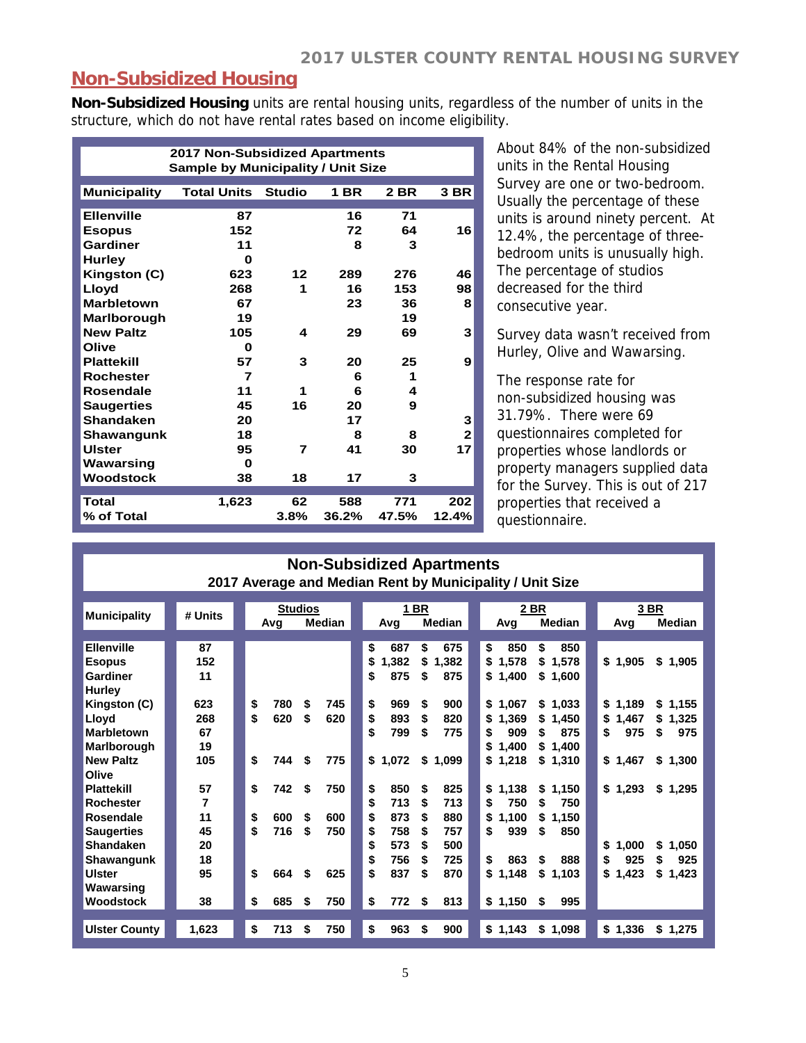## Non-Subsidized Housing

**Non-Subsidized Housing** units are rental housing units, regardless of the number of units in the structure, which do not have rental rates based on income eligibility.

**2017 Non-Subsidized Apartments**
**Sample by Municipality / Unit Size**

| Municipality | Total Units | Studio | 1 BR | 2 BR | 3 BR |
|---|---|---|---|---|---|
| Ellenville | 87 | | 16 | 71 | |
| Esopus | 152 | | 72 | 64 | 16 |
| Gardiner | 11 | | 8 | 3 | |
| Hurley | 0 | | | | |
| Kingston (C) | 623 | 12 | 289 | 276 | 46 |
| Lloyd | 268 | 1 | 16 | 153 | 98 |
| Marbletown | 67 | | 23 | 36 | 8 |
| Marlborough | 19 | | | 19 | |
| New Paltz | 105 | 4 | 29 | 69 | 3 |
| Olive | 0 | | | | |
| Plattekill | 57 | 3 | 20 | 25 | 9 |
| Rochester | 7 | | 6 | 1 | |
| Rosendale | 11 | 1 | 6 | 4 | |
| Saugerties | 45 | 16 | 20 | 9 | |
| Shandaken | 20 | | 17 | | 3 |
| Shawangunk | 18 | | 8 | 8 | 2 |
| Ulster | 95 | 7 | 41 | 30 | 17 |
| Wawarsing | 0 | | | | |
| Woodstock | 38 | 18 | 17 | 3 | |
| **Total** | **1,623** | **62** | **588** | **771** | **202** |
| **% of Total** | | **3.8%** | **36.2%** | **47.5%** | **12.4%** |

About 84% of the non-subsidized units in the Rental Housing Survey are one or two-bedroom. Usually the percentage of these units is around ninety percent. At 12.4%, the percentage of three-bedroom units is unusually high. The percentage of studios decreased for the third consecutive year.

Survey data wasn't received from Hurley, Olive and Wawarsing.

The response rate for non-subsidized housing was 31.79%. There were 69 questionnaires completed for properties whose landlords or property managers supplied data for the Survey. This is out of 217 properties that received a questionnaire.

**Non-Subsidized Apartments**
**2017 Average and Median Rent by Municipality / Unit Size**

| Municipality | # Units | Studios Avg | Studios Median | 1 BR Avg | 1 BR Median | 2 BR Avg | 2 BR Median | 3 BR Avg | 3 BR Median |
|---|---|---|---|---|---|---|---|---|---|
| Ellenville | 87 | | | $ 687 | $ 675 | $ 850 | $ 850 | | |
| Esopus | 152 | | | $ 1,382 | $ 1,382 | $ 1,578 | $ 1,578 | $ 1,905 | $ 1,905 |
| Gardiner | 11 | | | $ 875 | $ 875 | $ 1,400 | $ 1,600 | | |
| Hurley | | | | | | | | | |
| Kingston (C) | 623 | $ 780 | $ 745 | $ 969 | $ 900 | $ 1,067 | $ 1,033 | $ 1,189 | $ 1,155 |
| Lloyd | 268 | $ 620 | $ 620 | $ 893 | $ 820 | $ 1,369 | $ 1,450 | $ 1,467 | $ 1,325 |
| Marbletown | 67 | | | $ 799 | $ 775 | $ 909 | $ 875 | $ 975 | $ 975 |
| Marlborough | 19 | | | | | $ 1,400 | $ 1,400 | | |
| New Paltz | 105 | $ 744 | $ 775 | $ 1,072 | $ 1,099 | $ 1,218 | $ 1,310 | $ 1,467 | $ 1,300 |
| Olive | | | | | | | | | |
| Plattekill | 57 | $ 742 | $ 750 | $ 850 | $ 825 | $ 1,138 | $ 1,150 | $ 1,293 | $ 1,295 |
| Rochester | 7 | | | $ 713 | $ 713 | $ 750 | $ 750 | | |
| Rosendale | 11 | $ 600 | $ 600 | $ 873 | $ 880 | $ 1,100 | $ 1,150 | | |
| Saugerties | 45 | $ 716 | $ 750 | $ 758 | $ 757 | $ 939 | $ 850 | | |
| Shandaken | 20 | | | $ 573 | $ 500 | | | $ 1,000 | $ 1,050 |
| Shawangunk | 18 | | | $ 756 | $ 725 | $ 863 | $ 888 | $ 925 | $ 925 |
| Ulster | 95 | $ 664 | $ 625 | $ 837 | $ 870 | $ 1,148 | $ 1,103 | $ 1,423 | $ 1,423 |
| Wawarsing | | | | | | | | | |
| Woodstock | 38 | $ 685 | $ 750 | $ 772 | $ 813 | $ 1,150 | $ 995 | | |
| **Ulster County** | **1,623** | **$ 713** | **$ 750** | **$ 963** | **$ 900** | **$ 1,143** | **$ 1,098** | **$ 1,336** | **$ 1,275** |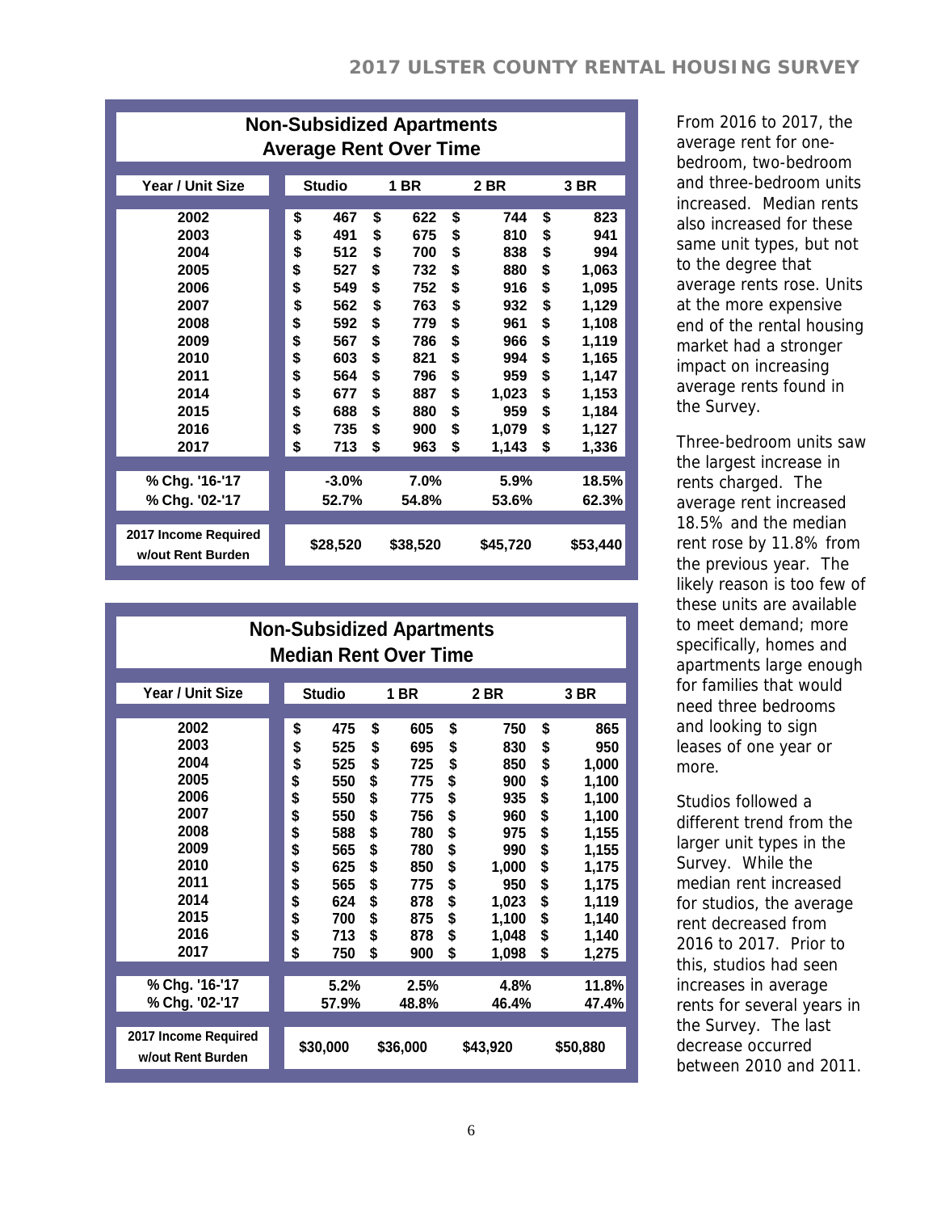| Year / Unit Size | Studio | 1 BR | 2 BR | 3 BR |
|---|---|---|---|---|
| 2002 | $ 467 | $ 622 | $ 744 | $ 823 |
| 2003 | $ 491 | $ 675 | $ 810 | $ 941 |
| 2004 | $ 512 | $ 700 | $ 838 | $ 994 |
| 2005 | $ 527 | $ 732 | $ 880 | $ 1,063 |
| 2006 | $ 549 | $ 752 | $ 916 | $ 1,095 |
| 2007 | $ 562 | $ 763 | $ 932 | $ 1,129 |
| 2008 | $ 592 | $ 779 | $ 961 | $ 1,108 |
| 2009 | $ 567 | $ 786 | $ 966 | $ 1,119 |
| 2010 | $ 603 | $ 821 | $ 994 | $ 1,165 |
| 2011 | $ 564 | $ 796 | $ 959 | $ 1,147 |
| 2014 | $ 677 | $ 887 | $ 1,023 | $ 1,153 |
| 2015 | $ 688 | $ 880 | $ 959 | $ 1,184 |
| 2016 | $ 735 | $ 900 | $ 1,079 | $ 1,127 |
| 2017 | $ 713 | $ 963 | $ 1,143 | $ 1,336 |
| % Chg. '16-'17 | -3.0% | 7.0% | 5.9% | 18.5% |
| % Chg. '02-'17 | 52.7% | 54.8% | 53.6% | 62.3% |
| 2017 Income Required w/out Rent Burden | $28,520 | $38,520 | $45,720 | $53,440 |

**Non-Subsidized Apartments Average Rent Over Time**

| Year / Unit Size | Studio | 1 BR | 2 BR | 3 BR |
|---|---|---|---|---|
| 2002 | $ 475 | $ 605 | $ 750 | $ 865 |
| 2003 | $ 525 | $ 695 | $ 830 | $ 950 |
| 2004 | $ 525 | $ 725 | $ 850 | $ 1,000 |
| 2005 | $ 550 | $ 775 | $ 900 | $ 1,100 |
| 2006 | $ 550 | $ 775 | $ 935 | $ 1,100 |
| 2007 | $ 550 | $ 756 | $ 960 | $ 1,100 |
| 2008 | $ 588 | $ 780 | $ 975 | $ 1,155 |
| 2009 | $ 565 | $ 780 | $ 990 | $ 1,155 |
| 2010 | $ 625 | $ 850 | $ 1,000 | $ 1,175 |
| 2011 | $ 565 | $ 775 | $ 950 | $ 1,175 |
| 2014 | $ 624 | $ 878 | $ 1,023 | $ 1,119 |
| 2015 | $ 700 | $ 875 | $ 1,100 | $ 1,140 |
| 2016 | $ 713 | $ 878 | $ 1,048 | $ 1,140 |
| 2017 | $ 750 | $ 900 | $ 1,098 | $ 1,275 |
| % Chg. '16-'17 | 5.2% | 2.5% | 4.8% | 11.8% |
| % Chg. '02-'17 | 57.9% | 48.8% | 46.4% | 47.4% |
| 2017 Income Required w/out Rent Burden | $30,000 | $36,000 | $43,920 | $50,880 |

**Non-Subsidized Apartments Median Rent Over Time**

From 2016 to 2017, the average rent for one-bedroom, two-bedroom and three-bedroom units increased. Median rents also increased for these same unit types, but not to the degree that average rents rose. Units at the more expensive end of the rental housing market had a stronger impact on increasing average rents found in the Survey.

Three-bedroom units saw the largest increase in rents charged. The average rent increased 18.5% and the median rent rose by 11.8% from the previous year. The likely reason is too few of these units are available to meet demand; more specifically, homes and apartments large enough for families that would need three bedrooms and looking to sign leases of one year or more.

Studios followed a different trend from the larger unit types in the Survey. While the median rent increased for studios, the average rent decreased from 2016 to 2017. Prior to this, studios had seen increases in average rents for several years in the Survey. The last decrease occurred between 2010 and 2011.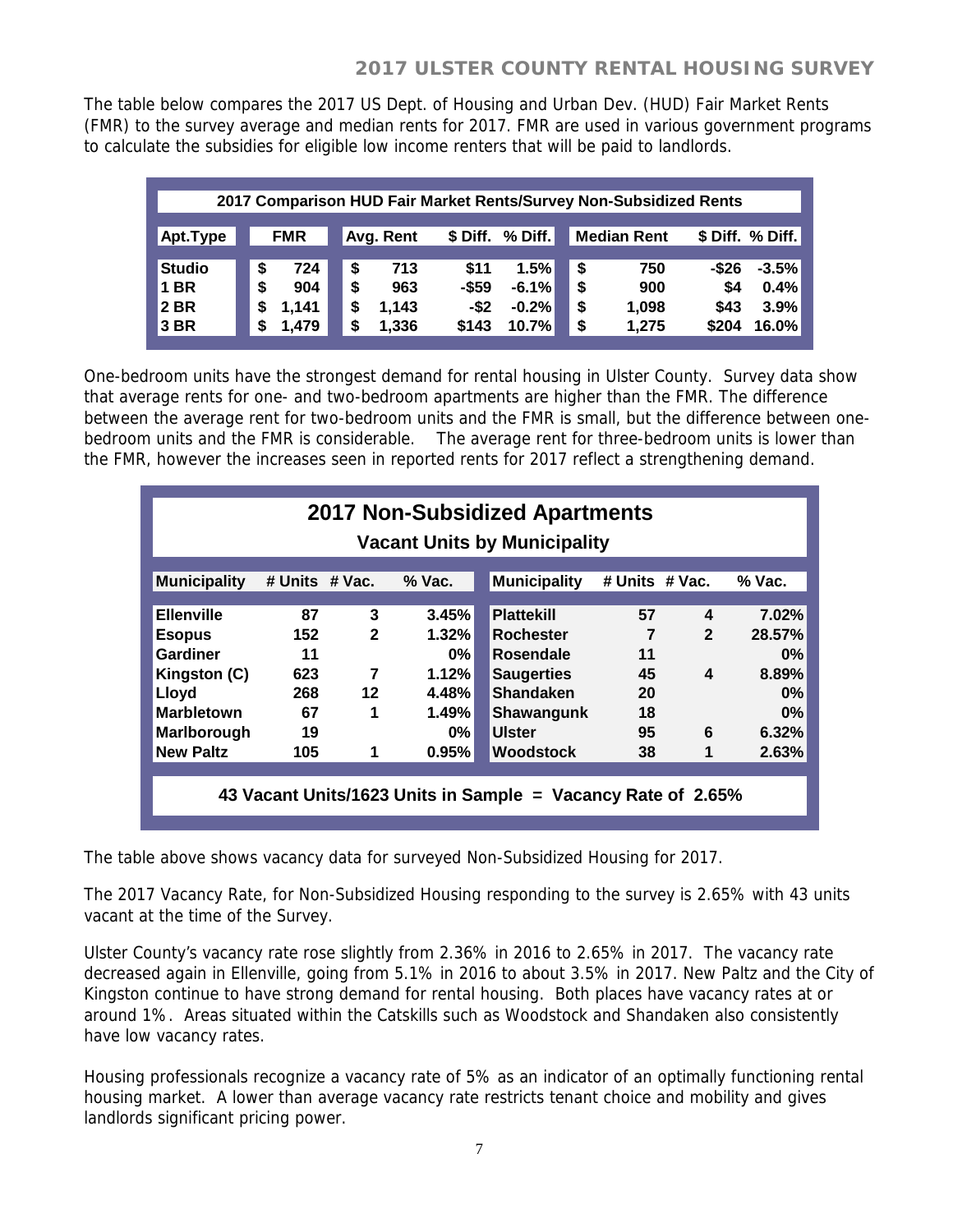The table below compares the 2017 US Dept. of Housing and Urban Dev. (HUD) Fair Market Rents (FMR) to the survey average and median rents for 2017. FMR are used in various government programs to calculate the subsidies for eligible low income renters that will be paid to landlords.

| 2017 Comparison HUD Fair Market Rents/Survey Non-Subsidized Rents | | | | | | | |
|---|---|---|---|---|---|---|---|
| Apt.Type | FMR | Avg. Rent | $ Diff. | % Diff. | Median Rent | $ Diff. | % Diff. |
| Studio | $ 724 | $ 713 | $11 | 1.5% | $ 750 | -$26 | -3.5% |
| 1 BR | $ 904 | $ 963 | -$59 | -6.1% | $ 900 | $4 | 0.4% |
| 2 BR | $ 1,141 | $ 1,143 | -$2 | -0.2% | $ 1,098 | $43 | 3.9% |
| 3 BR | $ 1,479 | $ 1,336 | $143 | 10.7% | $ 1,275 | $204 | 16.0% |

One-bedroom units have the strongest demand for rental housing in Ulster County. Survey data show that average rents for one- and two-bedroom apartments are higher than the FMR. The difference between the average rent for two-bedroom units and the FMR is small, but the difference between one-bedroom units and the FMR is considerable. The average rent for three-bedroom units is lower than the FMR, however the increases seen in reported rents for 2017 reflect a strengthening demand.

## 2017 Non-Subsidized Apartments

### Vacant Units by Municipality

| Municipality | # Units | # Vac. | % Vac. | Municipality | # Units | # Vac. | % Vac. |
|---|---|---|---|---|---|---|---|
| Ellenville | 87 | 3 | 3.45% | Plattekill | 57 | 4 | 7.02% |
| Esopus | 152 | 2 | 1.32% | Rochester | 7 | 2 | 28.57% |
| Gardiner | 11 | | 0% | Rosendale | 11 | | 0% |
| Kingston (C) | 623 | 7 | 1.12% | Saugerties | 45 | 4 | 8.89% |
| Lloyd | 268 | 12 | 4.48% | Shandaken | 20 | | 0% |
| Marbletown | 67 | 1 | 1.49% | Shawangunk | 18 | | 0% |
| Marlborough | 19 | | 0% | Ulster | 95 | 6 | 6.32% |
| New Paltz | 105 | 1 | 0.95% | Woodstock | 38 | 1 | 2.63% |

**43 Vacant Units/1623 Units in Sample = Vacancy Rate of 2.65%**

The table above shows vacancy data for surveyed Non-Subsidized Housing for 2017.

The 2017 Vacancy Rate, for Non-Subsidized Housing responding to the survey is 2.65% with 43 units vacant at the time of the Survey.

Ulster County's vacancy rate rose slightly from 2.36% in 2016 to 2.65% in 2017. The vacancy rate decreased again in Ellenville, going from 5.1% in 2016 to about 3.5% in 2017. New Paltz and the City of Kingston continue to have strong demand for rental housing. Both places have vacancy rates at or around 1%. Areas situated within the Catskills such as Woodstock and Shandaken also consistently have low vacancy rates.

Housing professionals recognize a vacancy rate of 5% as an indicator of an optimally functioning rental housing market. A lower than average vacancy rate restricts tenant choice and mobility and gives landlords significant pricing power.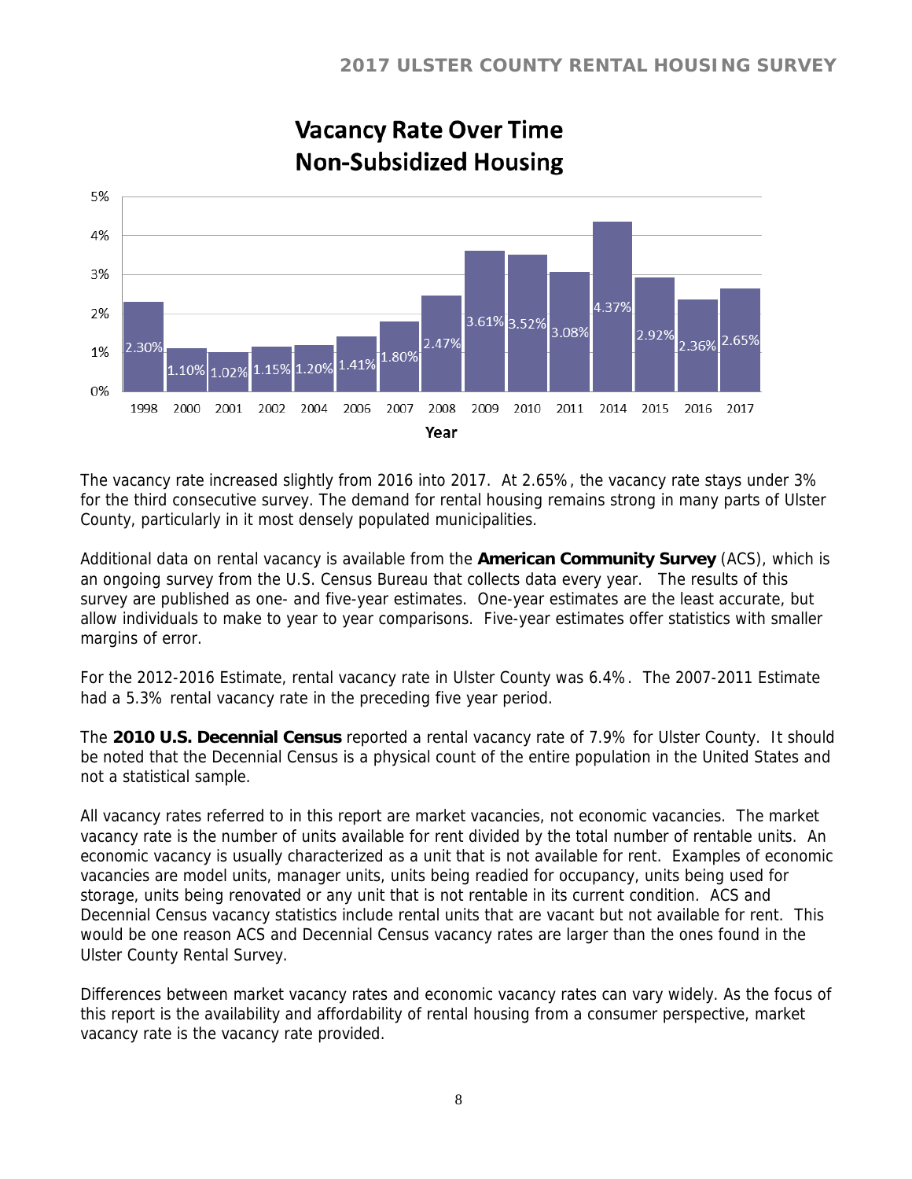## Vacancy Rate Over Time
## Non-Subsidized Housing

| Year | Vacancy Rate |
|---|---|
| 1998 | 2.30% |
| 2000 | 1.10% |
| 2001 | 1.02% |
| 2002 | 1.15% |
| 2004 | 1.20% |
| 2006 | 1.41% |
| 2007 | 1.80% |
| 2008 | 2.47% |
| 2009 | 3.61% |
| 2010 | 3.52% |
| 2011 | 3.08% |
| 2014 | 4.37% |
| 2015 | 2.92% |
| 2016 | 2.36% |
| 2017 | 2.65% |

The vacancy rate increased slightly from 2016 into 2017. At 2.65%, the vacancy rate stays under 3% for the third consecutive survey. The demand for rental housing remains strong in many parts of Ulster County, particularly in it most densely populated municipalities.

Additional data on rental vacancy is available from the **American Community Survey** (ACS), which is an ongoing survey from the U.S. Census Bureau that collects data every year. The results of this survey are published as one- and five-year estimates. One-year estimates are the least accurate, but allow individuals to make to year to year comparisons. Five-year estimates offer statistics with smaller margins of error.

For the 2012-2016 Estimate, rental vacancy rate in Ulster County was 6.4%. The 2007-2011 Estimate had a 5.3% rental vacancy rate in the preceding five year period.

The **2010 U.S. Decennial Census** reported a rental vacancy rate of 7.9% for Ulster County. It should be noted that the Decennial Census is a physical count of the entire population in the United States and not a statistical sample.

All vacancy rates referred to in this report are market vacancies, not economic vacancies. The market vacancy rate is the number of units available for rent divided by the total number of rentable units. An economic vacancy is usually characterized as a unit that is not available for rent. Examples of economic vacancies are model units, manager units, units being readied for occupancy, units being used for storage, units being renovated or any unit that is not rentable in its current condition. ACS and Decennial Census vacancy statistics include rental units that are vacant but not available for rent. This would be one reason ACS and Decennial Census vacancy rates are larger than the ones found in the Ulster County Rental Survey.

Differences between market vacancy rates and economic vacancy rates can vary widely. As the focus of this report is the availability and affordability of rental housing from a consumer perspective, market vacancy rate is the vacancy rate provided.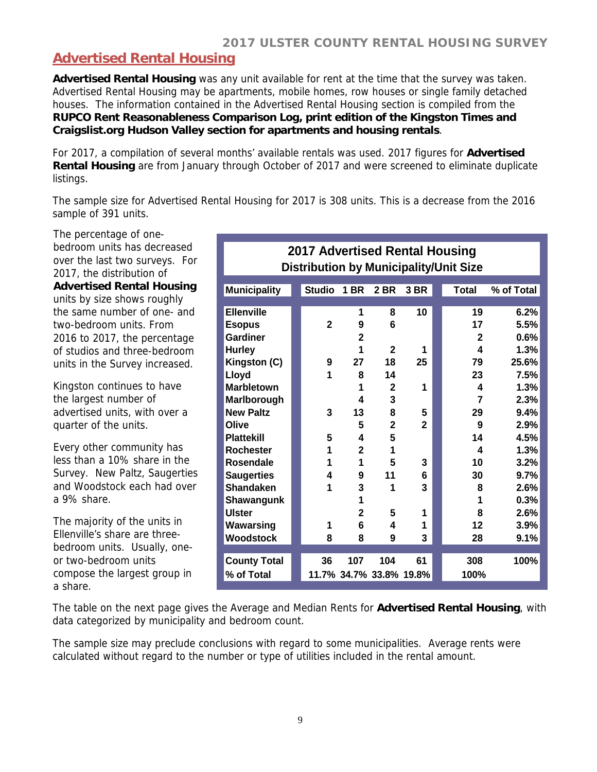## Advertised Rental Housing

**Advertised Rental Housing** was any unit available for rent at the time that the survey was taken. Advertised Rental Housing may be apartments, mobile homes, row houses or single family detached houses. The information contained in the Advertised Rental Housing section is compiled from the **RUPCO Rent Reasonableness Comparison Log, print edition of the Kingston Times and Craigslist.org Hudson Valley section for apartments and housing rentals**.

For 2017, a compilation of several months' available rentals was used. 2017 figures for **Advertised Rental Housing** are from January through October of 2017 and were screened to eliminate duplicate listings.

The sample size for Advertised Rental Housing for 2017 is 308 units. This is a decrease from the 2016 sample of 391 units.

The percentage of one-bedroom units has decreased over the last two surveys. For 2017, the distribution of **Advertised Rental Housing** units by size shows roughly the same number of one- and two-bedroom units. From 2016 to 2017, the percentage of studios and three-bedroom units in the Survey increased.

Kingston continues to have the largest number of advertised units, with over a quarter of the units.

Every other community has less than a 10% share in the Survey. New Paltz, Saugerties and Woodstock each had over a 9% share.

The majority of the units in Ellenville's share are three-bedroom units. Usually, one- or two-bedroom units compose the largest group in a share.

**2017 Advertised Rental Housing**
**Distribution by Municipality/Unit Size**

| Municipality | Studio | 1 BR | 2 BR | 3 BR | Total | % of Total |
|---|---|---|---|---|---|---|
| Ellenville | | 1 | 8 | 10 | 19 | 6.2% |
| Esopus | 2 | 9 | 6 | | 17 | 5.5% |
| Gardiner | | 2 | | | 2 | 0.6% |
| Hurley | | 1 | 2 | 1 | 4 | 1.3% |
| Kingston (C) | 9 | 27 | 18 | 25 | 79 | 25.6% |
| Lloyd | 1 | 8 | 14 | | 23 | 7.5% |
| Marbletown | | 1 | 2 | 1 | 4 | 1.3% |
| Marlborough | | 4 | 3 | | 7 | 2.3% |
| New Paltz | 3 | 13 | 8 | 5 | 29 | 9.4% |
| Olive | | 5 | 2 | 2 | 9 | 2.9% |
| Plattekill | 5 | 4 | 5 | | 14 | 4.5% |
| Rochester | 1 | 2 | 1 | | 4 | 1.3% |
| Rosendale | 1 | 1 | 5 | 3 | 10 | 3.2% |
| Saugerties | 4 | 9 | 11 | 6 | 30 | 9.7% |
| Shandaken | 1 | 3 | 1 | 3 | 8 | 2.6% |
| Shawangunk | | 1 | | | 1 | 0.3% |
| Ulster | | 2 | 5 | 1 | 8 | 2.6% |
| Wawarsing | 1 | 6 | 4 | 1 | 12 | 3.9% |
| Woodstock | 8 | 8 | 9 | 3 | 28 | 9.1% |
| County Total | 36 | 107 | 104 | 61 | 308 | 100% |
| % of Total | 11.7% | 34.7% | 33.8% | 19.8% | 100% | |

The table on the next page gives the Average and Median Rents for **Advertised Rental Housing**, with data categorized by municipality and bedroom count.

The sample size may preclude conclusions with regard to some municipalities. Average rents were calculated without regard to the number or type of utilities included in the rental amount.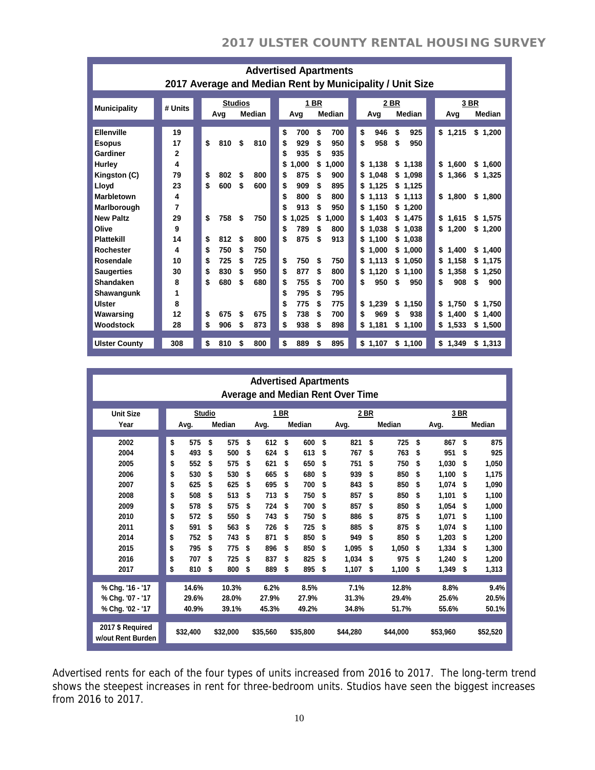## Advertised Apartments
### 2017 Average and Median Rent by Municipality / Unit Size

| Municipality | # Units | Studios | | 1 BR | | 2 BR | | 3 BR | |
|---|---|---|---|---|---|---|---|---|---|
| | | Avg | Median | Avg | Median | Avg | Median | Avg | Median |
| Ellenville | 19 | | | $ 700 | $ 700 | $ 946 | $ 925 | $ 1,215 | $ 1,200 |
| Esopus | 17 | $ 810 | $ 810 | $ 929 | $ 950 | $ 958 | $ 950 | | |
| Gardiner | 2 | | | $ 935 | $ 935 | | | | |
| Hurley | 4 | | | $ 1,000 | $ 1,000 | $ 1,138 | $ 1,138 | $ 1,600 | $ 1,600 |
| Kingston (C) | 79 | $ 802 | $ 800 | $ 875 | $ 900 | $ 1,048 | $ 1,098 | $ 1,366 | $ 1,325 |
| Lloyd | 23 | $ 600 | $ 600 | $ 909 | $ 895 | $ 1,125 | $ 1,125 | | |
| Marbletown | 4 | | | $ 800 | $ 800 | $ 1,113 | $ 1,113 | $ 1,800 | $ 1,800 |
| Marlborough | 7 | | | $ 913 | $ 950 | $ 1,150 | $ 1,200 | | |
| New Paltz | 29 | $ 758 | $ 750 | $ 1,025 | $ 1,000 | $ 1,403 | $ 1,475 | $ 1,615 | $ 1,575 |
| Olive | 9 | | | $ 789 | $ 800 | $ 1,038 | $ 1,038 | $ 1,200 | $ 1,200 |
| Plattekill | 14 | $ 812 | $ 800 | $ 875 | $ 913 | $ 1,100 | $ 1,038 | | |
| Rochester | 4 | $ 750 | $ 750 | | | $ 1,000 | $ 1,000 | $ 1,400 | $ 1,400 |
| Rosendale | 10 | $ 725 | $ 725 | $ 750 | $ 750 | $ 1,113 | $ 1,050 | $ 1,158 | $ 1,175 |
| Saugerties | 30 | $ 830 | $ 950 | $ 877 | $ 800 | $ 1,120 | $ 1,100 | $ 1,358 | $ 1,250 |
| Shandaken | 8 | $ 680 | $ 680 | $ 755 | $ 700 | $ 950 | $ 950 | $ 908 | $ 900 |
| Shawangunk | 1 | | | $ 795 | $ 795 | | | | |
| Ulster | 8 | | | $ 775 | $ 775 | $ 1,239 | $ 1,150 | $ 1,750 | $ 1,750 |
| Wawarsing | 12 | $ 675 | $ 675 | $ 738 | $ 700 | $ 969 | $ 938 | $ 1,400 | $ 1,400 |
| Woodstock | 28 | $ 906 | $ 873 | $ 938 | $ 898 | $ 1,181 | $ 1,100 | $ 1,533 | $ 1,500 |
| Ulster County | 308 | $ 810 | $ 800 | $ 889 | $ 895 | $ 1,107 | $ 1,100 | $ 1,349 | $ 1,313 |

## Advertised Apartments
### Average and Median Rent Over Time

| Unit Size | Studio | | 1 BR | | 2 BR | | 3 BR | |
|---|---|---|---|---|---|---|---|---|
| Year | Avg. | Median | Avg. | Median | Avg. | Median | Avg. | Median |
| 2002 | $ 575 | $ 575 | $ 612 | $ 600 | $ 821 | $ 725 | $ 867 | $ 875 |
| 2004 | $ 493 | $ 500 | $ 624 | $ 613 | $ 767 | $ 763 | $ 951 | $ 925 |
| 2005 | $ 552 | $ 575 | $ 621 | $ 650 | $ 751 | $ 750 | $ 1,030 | $ 1,050 |
| 2006 | $ 530 | $ 530 | $ 665 | $ 680 | $ 939 | $ 850 | $ 1,100 | $ 1,175 |
| 2007 | $ 625 | $ 625 | $ 695 | $ 700 | $ 843 | $ 850 | $ 1,074 | $ 1,090 |
| 2008 | $ 508 | $ 513 | $ 713 | $ 750 | $ 857 | $ 850 | $ 1,101 | $ 1,100 |
| 2009 | $ 578 | $ 575 | $ 724 | $ 700 | $ 857 | $ 850 | $ 1,054 | $ 1,000 |
| 2010 | $ 572 | $ 550 | $ 743 | $ 750 | $ 886 | $ 875 | $ 1,071 | $ 1,100 |
| 2011 | $ 591 | $ 563 | $ 726 | $ 725 | $ 885 | $ 875 | $ 1,074 | $ 1,100 |
| 2014 | $ 752 | $ 743 | $ 871 | $ 850 | $ 949 | $ 850 | $ 1,203 | $ 1,200 |
| 2015 | $ 795 | $ 775 | $ 896 | $ 850 | $ 1,095 | $ 1,050 | $ 1,334 | $ 1,300 |
| 2016 | $ 707 | $ 725 | $ 837 | $ 825 | $ 1,034 | $ 975 | $ 1,240 | $ 1,200 |
| 2017 | $ 810 | $ 800 | $ 889 | $ 895 | $ 1,107 | $ 1,100 | $ 1,349 | $ 1,313 |
| % Chg. '16 - '17 | 14.6% | 10.3% | 6.2% | 8.5% | 7.1% | 12.8% | 8.8% | 9.4% |
| % Chg. '07 - '17 | 29.6% | 28.0% | 27.9% | 27.9% | 31.3% | 29.4% | 25.6% | 20.5% |
| % Chg. '02 - '17 | 40.9% | 39.1% | 45.3% | 49.2% | 34.8% | 51.7% | 55.6% | 50.1% |
| 2017 $ Required w/out Rent Burden | $32,400 | $32,000 | $35,560 | $35,800 | $44,280 | $44,000 | $53,960 | $52,520 |

Advertised rents for each of the four types of units increased from 2016 to 2017. The long-term trend shows the steepest increases in rent for three-bedroom units. Studios have seen the biggest increases from 2016 to 2017.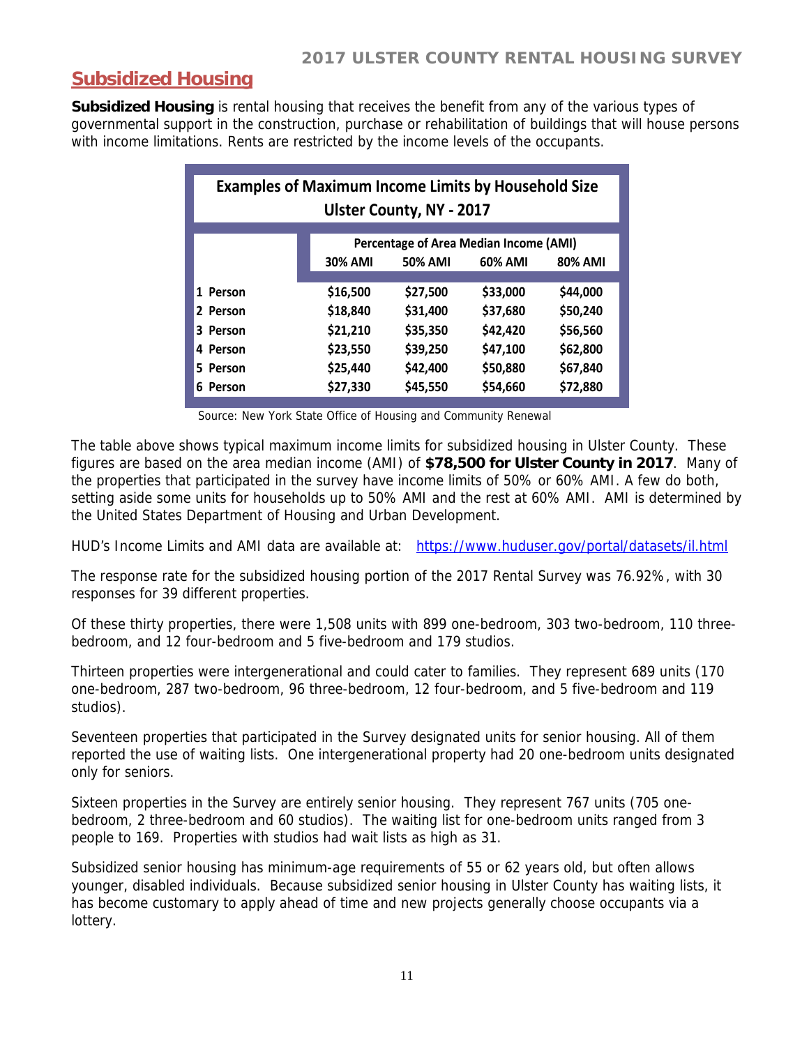## Subsidized Housing

**Subsidized Housing** is rental housing that receives the benefit from any of the various types of governmental support in the construction, purchase or rehabilitation of buildings that will house persons with income limitations. Rents are restricted by the income levels of the occupants.

**Examples of Maximum Income Limits by Household Size**
**Ulster County, NY - 2017**

| | Percentage of Area Median Income (AMI) | | | |
|---|---|---|---|---|
| | 30% AMI | 50% AMI | 60% AMI | 80% AMI |
| 1 Person | $16,500 | $27,500 | $33,000 | $44,000 |
| 2 Person | $18,840 | $31,400 | $37,680 | $50,240 |
| 3 Person | $21,210 | $35,350 | $42,420 | $56,560 |
| 4 Person | $23,550 | $39,250 | $47,100 | $62,800 |
| 5 Person | $25,440 | $42,400 | $50,880 | $67,840 |
| 6 Person | $27,330 | $45,550 | $54,660 | $72,880 |

Source: New York State Office of Housing and Community Renewal

The table above shows typical maximum income limits for subsidized housing in Ulster County. These figures are based on the area median income (AMI) of **$78,500 for Ulster County in 2017**. Many of the properties that participated in the survey have income limits of 50% or 60% AMI. A few do both, setting aside some units for households up to 50% AMI and the rest at 60% AMI. AMI is determined by the United States Department of Housing and Urban Development.

HUD's Income Limits and AMI data are available at: https://www.huduser.gov/portal/datasets/il.html

The response rate for the subsidized housing portion of the 2017 Rental Survey was 76.92%, with 30 responses for 39 different properties.

Of these thirty properties, there were 1,508 units with 899 one-bedroom, 303 two-bedroom, 110 three-bedroom, and 12 four-bedroom and 5 five-bedroom and 179 studios.

Thirteen properties were intergenerational and could cater to families. They represent 689 units (170 one-bedroom, 287 two-bedroom, 96 three-bedroom, 12 four-bedroom, and 5 five-bedroom and 119 studios).

Seventeen properties that participated in the Survey designated units for senior housing. All of them reported the use of waiting lists. One intergenerational property had 20 one-bedroom units designated only for seniors.

Sixteen properties in the Survey are entirely senior housing. They represent 767 units (705 one-bedroom, 2 three-bedroom and 60 studios). The waiting list for one-bedroom units ranged from 3 people to 169. Properties with studios had wait lists as high as 31.

Subsidized senior housing has minimum-age requirements of 55 or 62 years old, but often allows younger, disabled individuals. Because subsidized senior housing in Ulster County has waiting lists, it has become customary to apply ahead of time and new projects generally choose occupants via a lottery.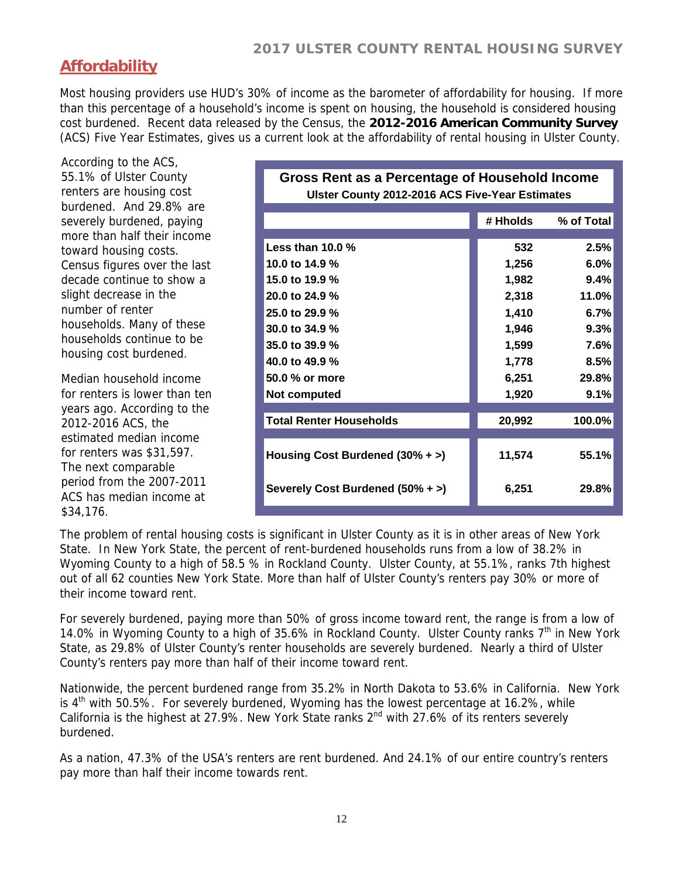## Affordability

Most housing providers use HUD's 30% of income as the barometer of affordability for housing. If more than this percentage of a household's income is spent on housing, the household is considered housing cost burdened. Recent data released by the Census, the **2012-2016 American Community Survey** (ACS) Five Year Estimates, gives us a current look at the affordability of rental housing in Ulster County.

According to the ACS, 55.1% of Ulster County renters are housing cost burdened. And 29.8% are severely burdened, paying more than half their income toward housing costs. Census figures over the last decade continue to show a slight decrease in the number of renter households. Many of these households continue to be housing cost burdened.

Median household income for renters is lower than ten years ago. According to the 2012-2016 ACS, the estimated median income for renters was $31,597. The next comparable period from the 2007-2011 ACS has median income at $34,176.

**Gross Rent as a Percentage of Household Income**
**Ulster County 2012-2016 ACS Five-Year Estimates**

| | # Hholds | % of Total |
|---|---|---|
| **Less than 10.0 %** | **532** | **2.5%** |
| **10.0 to 14.9 %** | **1,256** | **6.0%** |
| **15.0 to 19.9 %** | **1,982** | **9.4%** |
| **20.0 to 24.9 %** | **2,318** | **11.0%** |
| **25.0 to 29.9 %** | **1,410** | **6.7%** |
| **30.0 to 34.9 %** | **1,946** | **9.3%** |
| **35.0 to 39.9 %** | **1,599** | **7.6%** |
| **40.0 to 49.9 %** | **1,778** | **8.5%** |
| **50.0 % or more** | **6,251** | **29.8%** |
| **Not computed** | **1,920** | **9.1%** |
| **Total Renter Households** | **20,992** | **100.0%** |
| **Housing Cost Burdened (30% + >)** | **11,574** | **55.1%** |
| **Severely Cost Burdened (50% + >)** | **6,251** | **29.8%** |

The problem of rental housing costs is significant in Ulster County as it is in other areas of New York State. In New York State, the percent of rent-burdened households runs from a low of 38.2% in Wyoming County to a high of 58.5 % in Rockland County. Ulster County, at 55.1%, ranks 7th highest out of all 62 counties New York State. More than half of Ulster County's renters pay 30% or more of their income toward rent.

For severely burdened, paying more than 50% of gross income toward rent, the range is from a low of 14.0% in Wyoming County to a high of 35.6% in Rockland County. Ulster County ranks 7th in New York State, as 29.8% of Ulster County's renter households are severely burdened. Nearly a third of Ulster County's renters pay more than half of their income toward rent.

Nationwide, the percent burdened range from 35.2% in North Dakota to 53.6% in California. New York is 4th with 50.5%. For severely burdened, Wyoming has the lowest percentage at 16.2%, while California is the highest at 27.9%. New York State ranks 2nd with 27.6% of its renters severely burdened.

As a nation, 47.3% of the USA's renters are rent burdened. And 24.1% of our entire country's renters pay more than half their income towards rent.